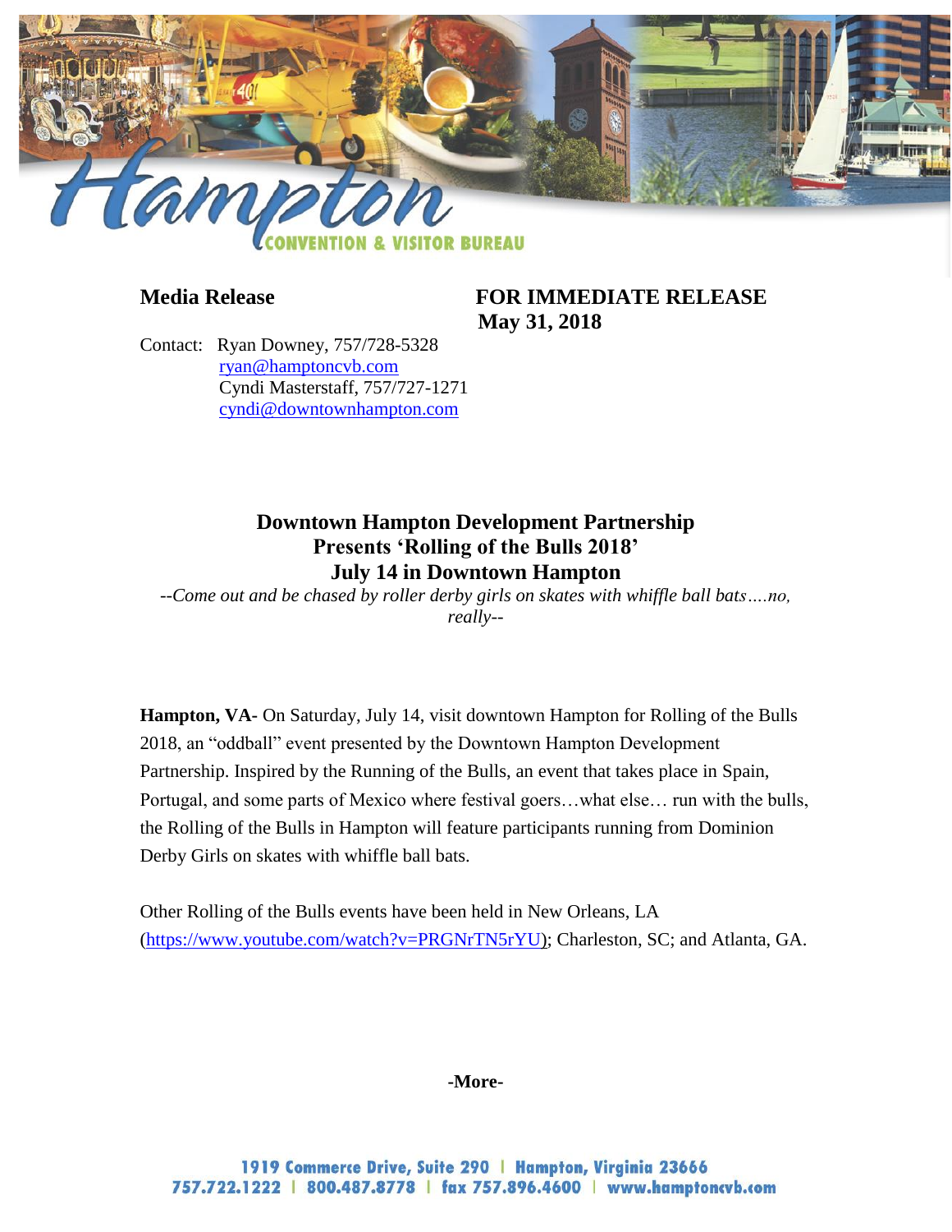**Media Release**

**FOR IMMEDIATE RELEASE**
**May 31, 2018**

Contact: Ryan Downey, 757/728-5328
ryan@hamptoncvb.com
Cyndi Masterstaff, 757/727-1271
cyndi@downtownhampton.com

## Downtown Hampton Development Partnership Presents 'Rolling of the Bulls 2018' July 14 in Downtown Hampton

*--Come out and be chased by roller derby girls on skates with whiffle ball bats….no, really--*

**Hampton, VA-** On Saturday, July 14, visit downtown Hampton for Rolling of the Bulls 2018, an "oddball" event presented by the Downtown Hampton Development Partnership. Inspired by the Running of the Bulls, an event that takes place in Spain, Portugal, and some parts of Mexico where festival goers…what else… run with the bulls, the Rolling of the Bulls in Hampton will feature participants running from Dominion Derby Girls on skates with whiffle ball bats.

Other Rolling of the Bulls events have been held in New Orleans, LA (https://www.youtube.com/watch?v=PRGNrTN5rYU); Charleston, SC; and Atlanta, GA.

**-More-**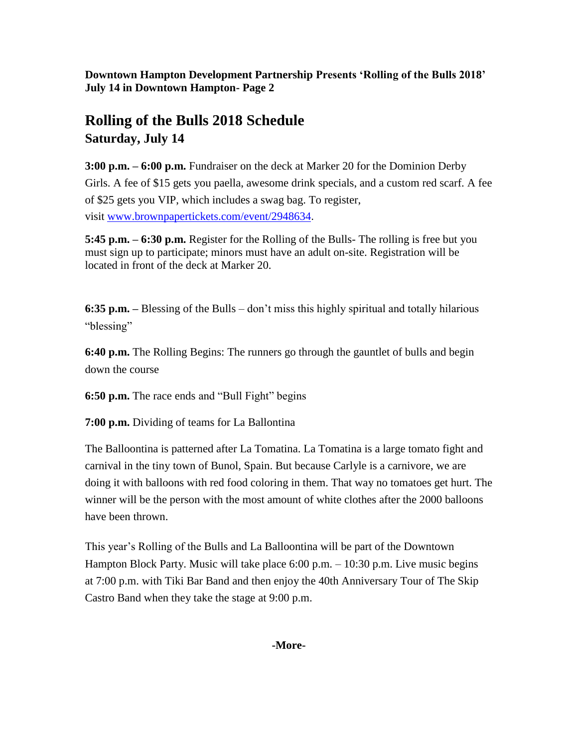**Downtown Hampton Development Partnership Presents 'Rolling of the Bulls 2018' July 14 in Downtown Hampton- Page 2**

# Rolling of the Bulls 2018 Schedule

## Saturday, July 14

**3:00 p.m. – 6:00 p.m.** Fundraiser on the deck at Marker 20 for the Dominion Derby Girls. A fee of $15 gets you paella, awesome drink specials, and a custom red scarf. A fee of $25 gets you VIP, which includes a swag bag. To register, visit [www.brownpapertickets.com/event/2948634](www.brownpapertickets.com/event/2948634).

**5:45 p.m. – 6:30 p.m.** Register for the Rolling of the Bulls- The rolling is free but you must sign up to participate; minors must have an adult on-site. Registration will be located in front of the deck at Marker 20.

**6:35 p.m. –** Blessing of the Bulls – don't miss this highly spiritual and totally hilarious "blessing"

**6:40 p.m.** The Rolling Begins: The runners go through the gauntlet of bulls and begin down the course

**6:50 p.m.** The race ends and "Bull Fight" begins

**7:00 p.m.** Dividing of teams for La Ballontina

The Balloontina is patterned after La Tomatina. La Tomatina is a large tomato fight and carnival in the tiny town of Bunol, Spain. But because Carlyle is a carnivore, we are doing it with balloons with red food coloring in them. That way no tomatoes get hurt. The winner will be the person with the most amount of white clothes after the 2000 balloons have been thrown.

This year's Rolling of the Bulls and La Balloontina will be part of the Downtown Hampton Block Party. Music will take place 6:00 p.m. – 10:30 p.m. Live music begins at 7:00 p.m. with Tiki Bar Band and then enjoy the 40th Anniversary Tour of The Skip Castro Band when they take the stage at 9:00 p.m.

**-More-**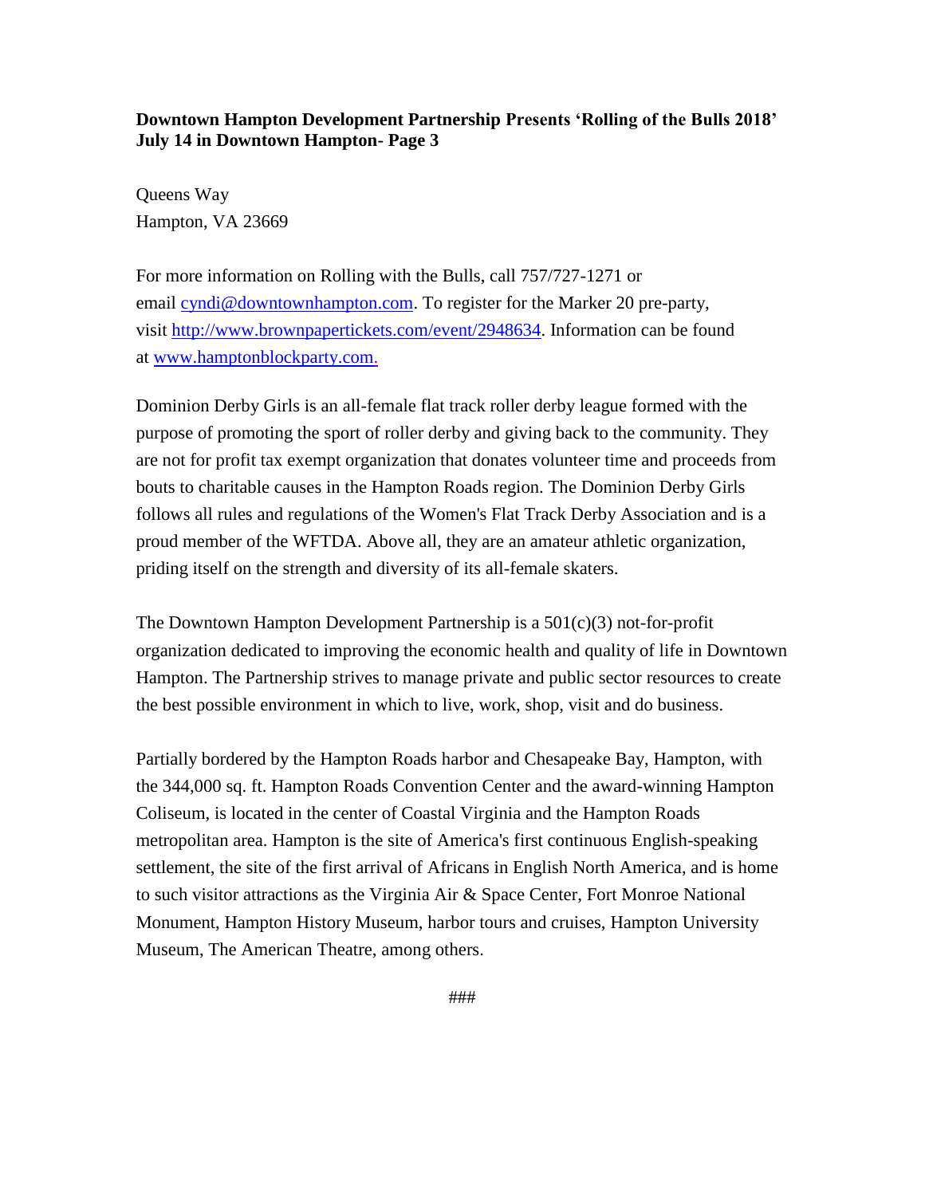Queens Way
Hampton, VA 23669

For more information on Rolling with the Bulls, call 757/727-1271 or email cyndi@downtownhampton.com. To register for the Marker 20 pre-party, visit http://www.brownpapertickets.com/event/2948634. Information can be found at www.hamptonblockparty.com.

Dominion Derby Girls is an all-female flat track roller derby league formed with the purpose of promoting the sport of roller derby and giving back to the community. They are not for profit tax exempt organization that donates volunteer time and proceeds from bouts to charitable causes in the Hampton Roads region. The Dominion Derby Girls follows all rules and regulations of the Women's Flat Track Derby Association and is a proud member of the WFTDA. Above all, they are an amateur athletic organization, priding itself on the strength and diversity of its all-female skaters.

The Downtown Hampton Development Partnership is a 501(c)(3) not-for-profit organization dedicated to improving the economic health and quality of life in Downtown Hampton. The Partnership strives to manage private and public sector resources to create the best possible environment in which to live, work, shop, visit and do business.

Partially bordered by the Hampton Roads harbor and Chesapeake Bay, Hampton, with the 344,000 sq. ft. Hampton Roads Convention Center and the award-winning Hampton Coliseum, is located in the center of Coastal Virginia and the Hampton Roads metropolitan area. Hampton is the site of America's first continuous English-speaking settlement, the site of the first arrival of Africans in English North America, and is home to such visitor attractions as the Virginia Air & Space Center, Fort Monroe National Monument, Hampton History Museum, harbor tours and cruises, Hampton University Museum, The American Theatre, among others.

###